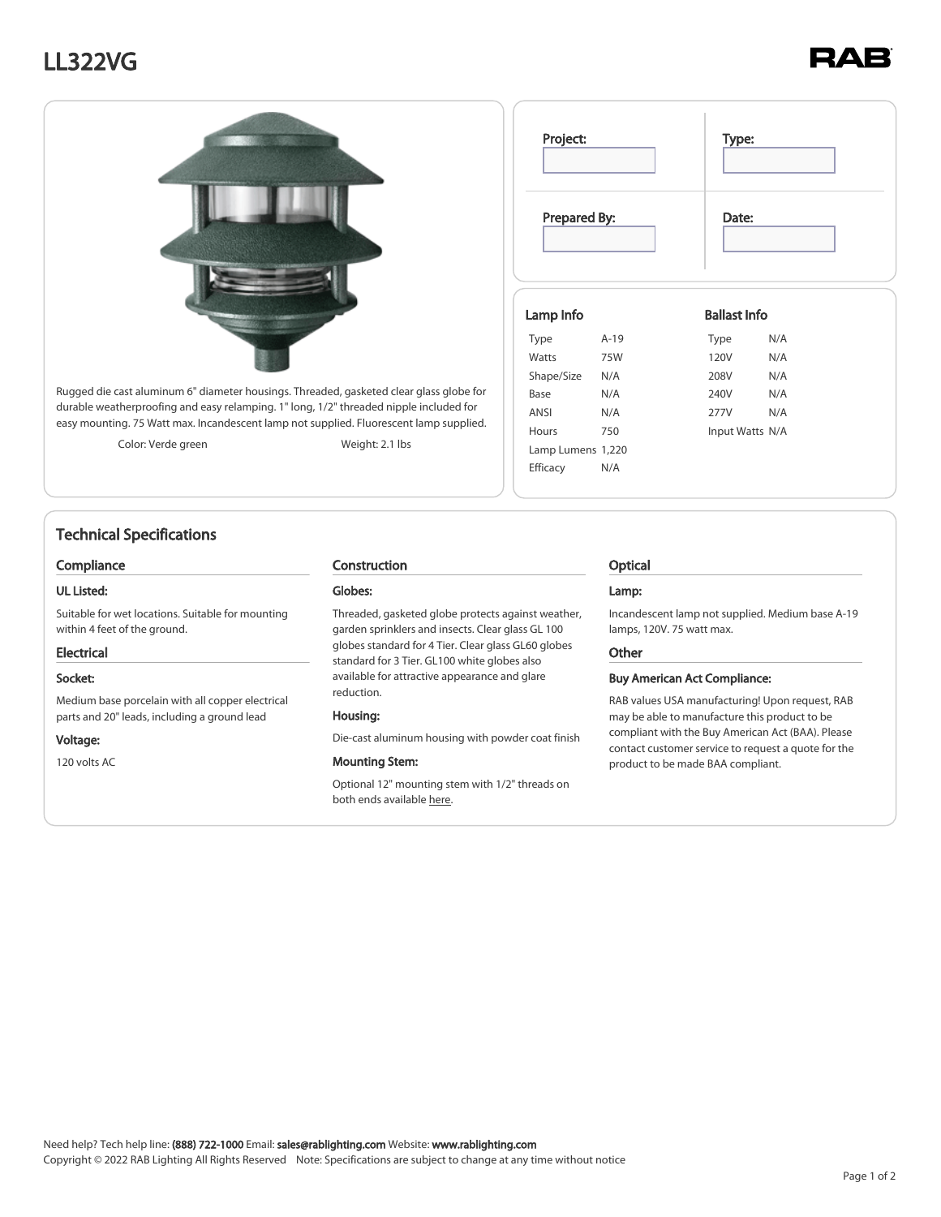# LL322VG

RAB

Rugged die cast aluminum 6" diameter housings. Threaded, gasketed clear glass globe for durable weatherproofing and easy relamping. 1" long, 1/2" threaded nipple included for easy mounting. 75 Watt max. Incandescent lamp not supplied. Fluorescent lamp supplied.

Color: Verde green

Weight: 2.1 lbs

| Project: | Type: |
|---|---|
| | |
| **Prepared By:** | **Date:** |
| | |

### Lamp Info

| | |
|---|---|
| Type | A-19 |
| Watts | 75W |
| Shape/Size | N/A |
| Base | N/A |
| ANSI | N/A |
| Hours | 750 |
| Lamp Lumens | 1,220 |
| Efficacy | N/A |

### Ballast Info

| | |
|---|---|
| Type | N/A |
| 120V | N/A |
| 208V | N/A |
| 240V | N/A |
| 277V | N/A |
| Input Watts | N/A |

## Technical Specifications

### Compliance

**UL Listed:**

Suitable for wet locations. Suitable for mounting within 4 feet of the ground.

### Electrical

**Socket:**

Medium base porcelain with all copper electrical parts and 20" leads, including a ground lead

**Voltage:**

120 volts AC

### Construction

**Globes:**

Threaded, gasketed globe protects against weather, garden sprinklers and insects. Clear glass GL 100 globes standard for 4 Tier. Clear glass GL60 globes standard for 3 Tier. GL100 white globes also available for attractive appearance and glare reduction.

**Housing:**

Die-cast aluminum housing with powder coat finish

**Mounting Stem:**

Optional 12" mounting stem with 1/2" threads on both ends available here.

### Optical

**Lamp:**

Incandescent lamp not supplied. Medium base A-19 lamps, 120V. 75 watt max.

### Other

**Buy American Act Compliance:**

RAB values USA manufacturing! Upon request, RAB may be able to manufacture this product to be compliant with the Buy American Act (BAA). Please contact customer service to request a quote for the product to be made BAA compliant.

Need help? Tech help line: **(888) 722-1000** Email: **sales@rablighting.com** Website: **www.rablighting.com**
Copyright © 2022 RAB Lighting All Rights Reserved Note: Specifications are subject to change at any time without notice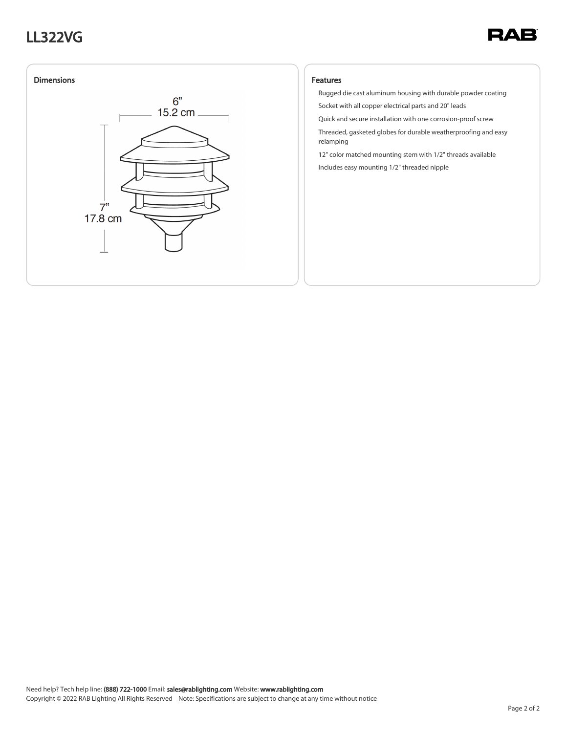# LL322VG

## Dimensions

6"
15.2 cm

7"
17.8 cm

## Features

- Rugged die cast aluminum housing with durable powder coating
- Socket with all copper electrical parts and 20" leads
- Quick and secure installation with one corrosion-proof screw
- Threaded, gasketed globes for durable weatherproofing and easy relamping
- 12" color matched mounting stem with 1/2" threads available
- Includes easy mounting 1/2" threaded nipple

Need help? Tech help line: **(888) 722-1000** Email: **sales@rablighting.com** Website: **www.rablighting.com**
Copyright © 2022 RAB Lighting All Rights Reserved Note: Specifications are subject to change at any time without notice